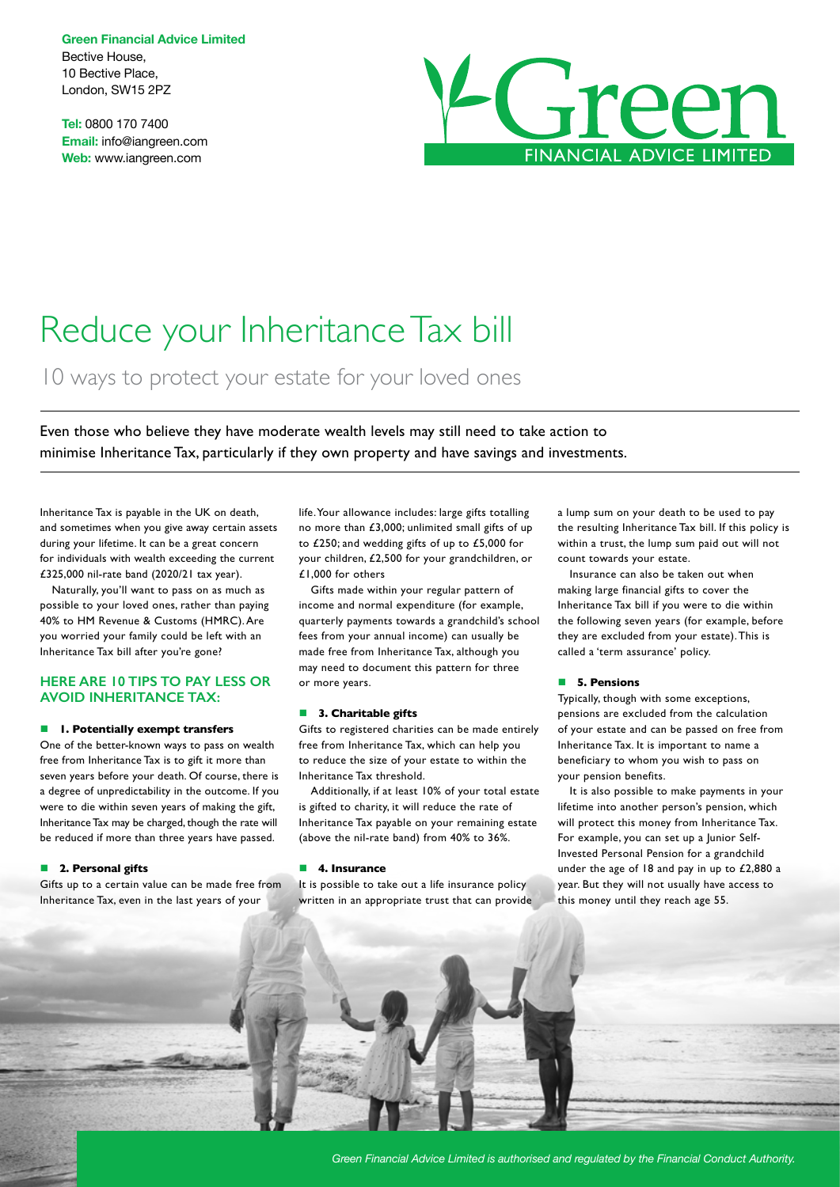**Green Financial Advice Limited**
Bective House,
10 Bective Place,
London, SW15 2PZ

**Tel:** 0800 170 7400
**Email:** info@iangreen.com
**Web:** www.iangreen.com

Green FINANCIAL ADVICE LIMITED

# Reduce your Inheritance Tax bill

## 10 ways to protect your estate for your loved ones

Even those who believe they have moderate wealth levels may still need to take action to minimise Inheritance Tax, particularly if they own property and have savings and investments.

Inheritance Tax is payable in the UK on death, and sometimes when you give away certain assets during your lifetime. It can be a great concern for individuals with wealth exceeding the current £325,000 nil-rate band (2020/21 tax year).

Naturally, you'll want to pass on as much as possible to your loved ones, rather than paying 40% to HM Revenue & Customs (HMRC). Are you worried your family could be left with an Inheritance Tax bill after you're gone?

### HERE ARE 10 TIPS TO PAY LESS OR AVOID INHERITANCE TAX:

#### 1. Potentially exempt transfers

One of the better-known ways to pass on wealth free from Inheritance Tax is to gift it more than seven years before your death. Of course, there is a degree of unpredictability in the outcome. If you were to die within seven years of making the gift, Inheritance Tax may be charged, though the rate will be reduced if more than three years have passed.

#### 2. Personal gifts

Gifts up to a certain value can be made free from Inheritance Tax, even in the last years of your life. Your allowance includes: large gifts totalling no more than £3,000; unlimited small gifts of up to £250; and wedding gifts of up to £5,000 for your children, £2,500 for your grandchildren, or £1,000 for others

Gifts made within your regular pattern of income and normal expenditure (for example, quarterly payments towards a grandchild's school fees from your annual income) can usually be made free from Inheritance Tax, although you may need to document this pattern for three or more years.

#### 3. Charitable gifts

Gifts to registered charities can be made entirely free from Inheritance Tax, which can help you to reduce the size of your estate to within the Inheritance Tax threshold.

Additionally, if at least 10% of your total estate is gifted to charity, it will reduce the rate of Inheritance Tax payable on your remaining estate (above the nil-rate band) from 40% to 36%.

#### 4. Insurance

It is possible to take out a life insurance policy written in an appropriate trust that can provide a lump sum on your death to be used to pay the resulting Inheritance Tax bill. If this policy is within a trust, the lump sum paid out will not count towards your estate.

Insurance can also be taken out when making large financial gifts to cover the Inheritance Tax bill if you were to die within the following seven years (for example, before they are excluded from your estate). This is called a 'term assurance' policy.

#### 5. Pensions

Typically, though with some exceptions, pensions are excluded from the calculation of your estate and can be passed on free from Inheritance Tax. It is important to name a beneficiary to whom you wish to pass on your pension benefits.

It is also possible to make payments in your lifetime into another person's pension, which will protect this money from Inheritance Tax. For example, you can set up a Junior Self-Invested Personal Pension for a grandchild under the age of 18 and pay in up to £2,880 a year. But they will not usually have access to this money until they reach age 55.

*Green Financial Advice Limited is authorised and regulated by the Financial Conduct Authority.*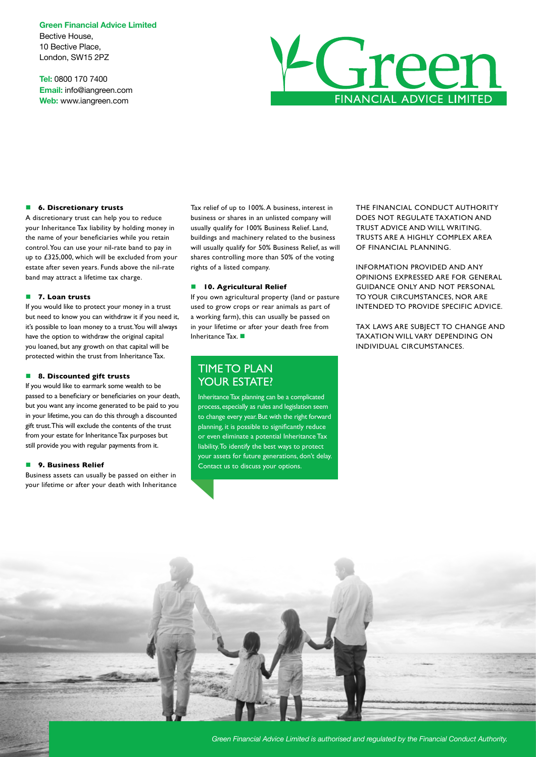**Green Financial Advice Limited**
Bective House,
10 Bective Place,
London, SW15 2PZ

**Tel:** 0800 170 7400
**Email:** info@iangreen.com
**Web:** www.iangreen.com

Green FINANCIAL ADVICE LIMITED

### 6. Discretionary trusts

A discretionary trust can help you to reduce your Inheritance Tax liability by holding money in the name of your beneficiaries while you retain control. You can use your nil-rate band to pay in up to £325,000, which will be excluded from your estate after seven years. Funds above the nil-rate band may attract a lifetime tax charge.

### 7. Loan trusts

If you would like to protect your money in a trust but need to know you can withdraw it if you need it, it's possible to loan money to a trust. You will always have the option to withdraw the original capital you loaned, but any growth on that capital will be protected within the trust from Inheritance Tax.

### 8. Discounted gift trusts

If you would like to earmark some wealth to be passed to a beneficiary or beneficiaries on your death, but you want any income generated to be paid to you in your lifetime, you can do this through a discounted gift trust. This will exclude the contents of the trust from your estate for Inheritance Tax purposes but still provide you with regular payments from it.

### 9. Business Relief

Business assets can usually be passed on either in your lifetime or after your death with Inheritance Tax relief of up to 100%. A business, interest in business or shares in an unlisted company will usually qualify for 100% Business Relief. Land, buildings and machinery related to the business will usually qualify for 50% Business Relief, as will shares controlling more than 50% of the voting rights of a listed company.

### 10. Agricultural Relief

If you own agricultural property (land or pasture used to grow crops or rear animals as part of a working farm), this can usually be passed on in your lifetime or after your death free from Inheritance Tax.

## TIME TO PLAN YOUR ESTATE?

Inheritance Tax planning can be a complicated process, especially as rules and legislation seem to change every year. But with the right forward planning, it is possible to significantly reduce or even eliminate a potential Inheritance Tax liability. To identify the best ways to protect your assets for future generations, don't delay. Contact us to discuss your options.

THE FINANCIAL CONDUCT AUTHORITY DOES NOT REGULATE TAXATION AND TRUST ADVICE AND WILL WRITING. TRUSTS ARE A HIGHLY COMPLEX AREA OF FINANCIAL PLANNING.

INFORMATION PROVIDED AND ANY OPINIONS EXPRESSED ARE FOR GENERAL GUIDANCE ONLY AND NOT PERSONAL TO YOUR CIRCUMSTANCES, NOR ARE INTENDED TO PROVIDE SPECIFIC ADVICE.

TAX LAWS ARE SUBJECT TO CHANGE AND TAXATION WILL VARY DEPENDING ON INDIVIDUAL CIRCUMSTANCES.

*Green Financial Advice Limited is authorised and regulated by the Financial Conduct Authority.*